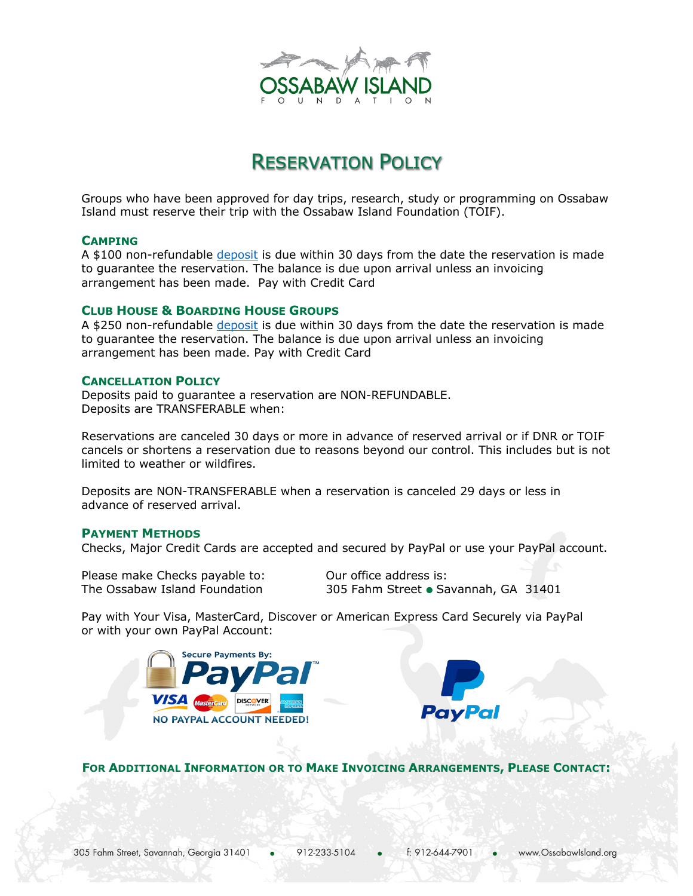# Reservation Policy

Groups who have been approved for day trips, research, study or programming on Ossabaw Island must reserve their trip with the Ossabaw Island Foundation (TOIF).

### Camping

A $100 non-refundable deposit is due within 30 days from the date the reservation is made to guarantee the reservation. The balance is due upon arrival unless an invoicing arrangement has been made. Pay with Credit Card

### Club House & Boarding House Groups

A $250 non-refundable deposit is due within 30 days from the date the reservation is made to guarantee the reservation. The balance is due upon arrival unless an invoicing arrangement has been made. Pay with Credit Card

### Cancellation Policy

Deposits paid to guarantee a reservation are NON-REFUNDABLE.
Deposits are TRANSFERABLE when:

Reservations are canceled 30 days or more in advance of reserved arrival or if DNR or TOIF cancels or shortens a reservation due to reasons beyond our control. This includes but is not limited to weather or wildfires.

Deposits are NON-TRANSFERABLE when a reservation is canceled 29 days or less in advance of reserved arrival.

### Payment Methods

Checks, Major Credit Cards are accepted and secured by PayPal or use your PayPal account.

Please make Checks payable to:
The Ossabaw Island Foundation

Our office address is:
305 Fahm Street • Savannah, GA 31401

Pay with Your Visa, MasterCard, Discover or American Express Card Securely via PayPal or with your own PayPal Account:

Secure Payments By: PayPal — VISA, MasterCard, Discover, American Express — NO PAYPAL ACCOUNT NEEDED!

PayPal

### For Additional Information or to Make Invoicing Arrangements, Please Contact:

305 Fahm Street, Savannah, Georgia 31401 • 912-233-5104 • f: 912-644-7901 • www.OssabawIsland.org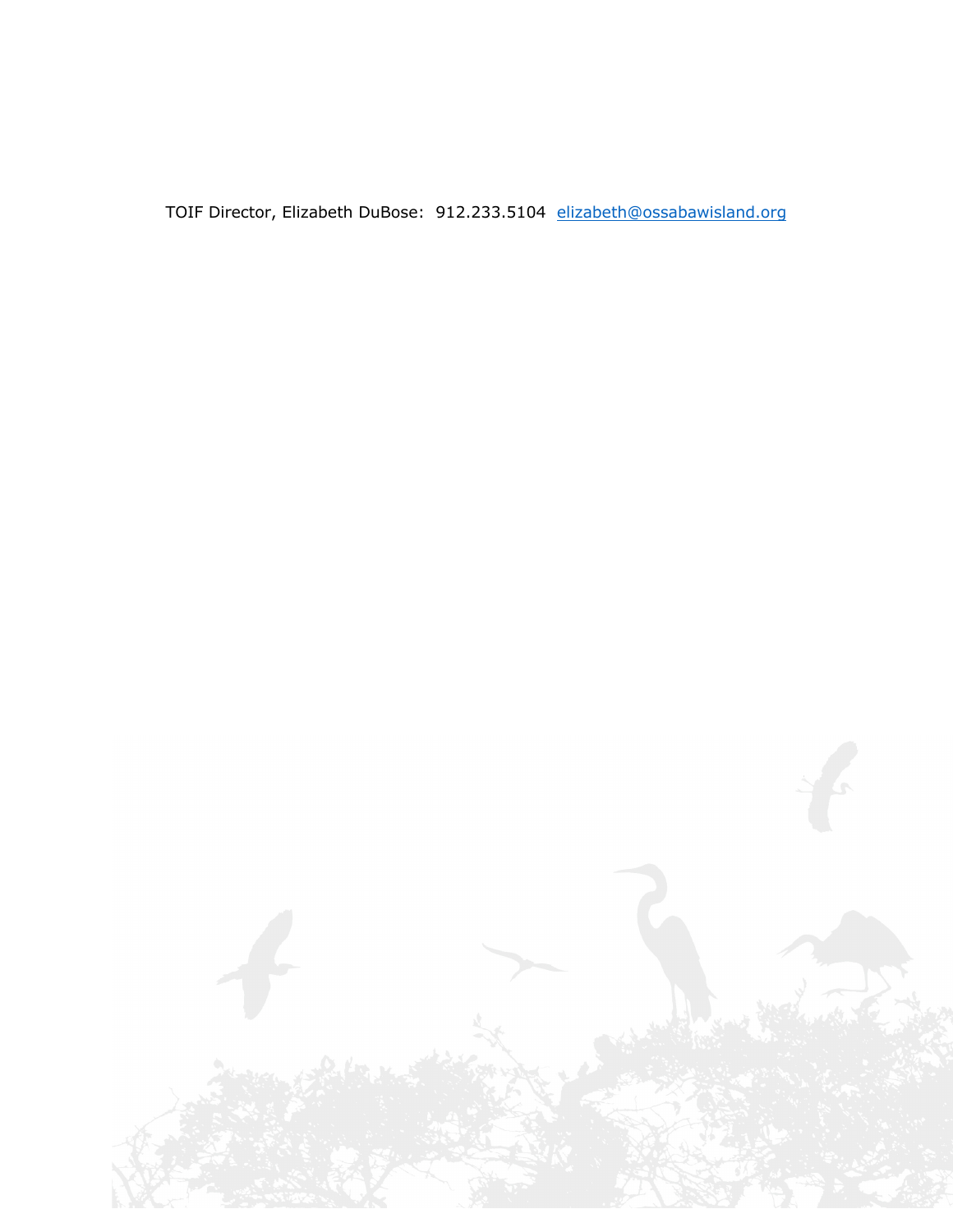TOIF Director, Elizabeth DuBose: 912.233.5104 elizabeth@ossabawisland.org